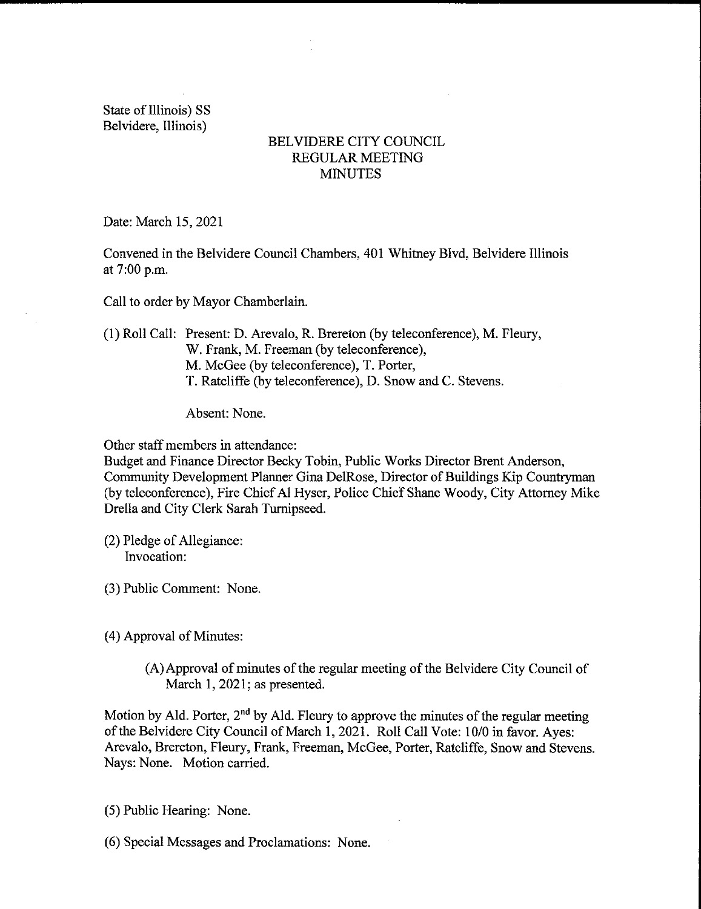State of Illinois) SS
Belvidere, Illinois)

# BELVIDERE CITY COUNCIL
## REGULAR MEETING
## MINUTES

Date: March 15, 2021

Convened in the Belvidere Council Chambers, 401 Whitney Blvd, Belvidere Illinois at 7:00 p.m.

Call to order by Mayor Chamberlain.

(1) Roll Call: Present: D. Arevalo, R. Brereton (by teleconference), M. Fleury, W. Frank, M. Freeman (by teleconference), M. McGee (by teleconference), T. Porter, T. Ratcliffe (by teleconference), D. Snow and C. Stevens.

Absent: None.

Other staff members in attendance:
Budget and Finance Director Becky Tobin, Public Works Director Brent Anderson, Community Development Planner Gina DelRose, Director of Buildings Kip Countryman (by teleconference), Fire Chief Al Hyser, Police Chief Shane Woody, City Attorney Mike Drella and City Clerk Sarah Turnipseed.

(2) Pledge of Allegiance:
Invocation:

(3) Public Comment: None.

(4) Approval of Minutes:

(A) Approval of minutes of the regular meeting of the Belvidere City Council of March 1, 2021; as presented.

Motion by Ald. Porter, 2nd by Ald. Fleury to approve the minutes of the regular meeting of the Belvidere City Council of March 1, 2021. Roll Call Vote: 10/0 in favor. Ayes: Arevalo, Brereton, Fleury, Frank, Freeman, McGee, Porter, Ratcliffe, Snow and Stevens. Nays: None. Motion carried.

(5) Public Hearing: None.

(6) Special Messages and Proclamations: None.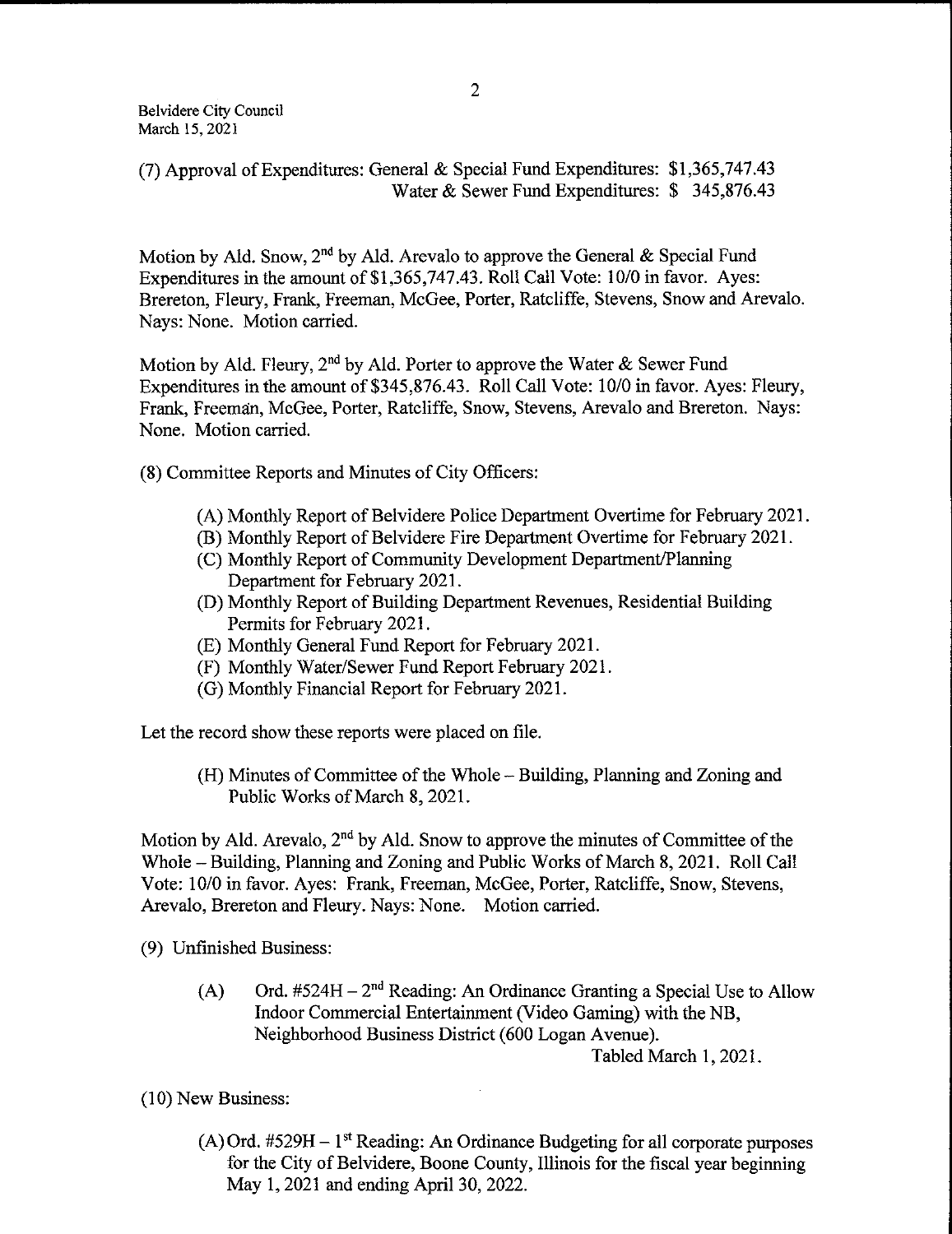(7) Approval of Expenditures: General & Special Fund Expenditures: $1,365,747.43
Water & Sewer Fund Expenditures: $ 345,876.43

Motion by Ald. Snow, 2nd by Ald. Arevalo to approve the General & Special Fund Expenditures in the amount of $1,365,747.43. Roll Call Vote: 10/0 in favor. Ayes: Brereton, Fleury, Frank, Freeman, McGee, Porter, Ratcliffe, Stevens, Snow and Arevalo. Nays: None. Motion carried.

Motion by Ald. Fleury, 2nd by Ald. Porter to approve the Water & Sewer Fund Expenditures in the amount of $345,876.43. Roll Call Vote: 10/0 in favor. Ayes: Fleury, Frank, Freeman, McGee, Porter, Ratcliffe, Snow, Stevens, Arevalo and Brereton. Nays: None. Motion carried.

(8) Committee Reports and Minutes of City Officers:

(A) Monthly Report of Belvidere Police Department Overtime for February 2021.
(B) Monthly Report of Belvidere Fire Department Overtime for February 2021.
(C) Monthly Report of Community Development Department/Planning Department for February 2021.
(D) Monthly Report of Building Department Revenues, Residential Building Permits for February 2021.
(E) Monthly General Fund Report for February 2021.
(F) Monthly Water/Sewer Fund Report February 2021.
(G) Monthly Financial Report for February 2021.

Let the record show these reports were placed on file.

(H) Minutes of Committee of the Whole – Building, Planning and Zoning and Public Works of March 8, 2021.

Motion by Ald. Arevalo, 2nd by Ald. Snow to approve the minutes of Committee of the Whole – Building, Planning and Zoning and Public Works of March 8, 2021. Roll Call Vote: 10/0 in favor. Ayes: Frank, Freeman, McGee, Porter, Ratcliffe, Snow, Stevens, Arevalo, Brereton and Fleury. Nays: None. Motion carried.

(9) Unfinished Business:

(A) Ord. #524H – 2nd Reading: An Ordinance Granting a Special Use to Allow Indoor Commercial Entertainment (Video Gaming) with the NB, Neighborhood Business District (600 Logan Avenue).
Tabled March 1, 2021.

(10) New Business:

(A) Ord. #529H – 1st Reading: An Ordinance Budgeting for all corporate purposes for the City of Belvidere, Boone County, Illinois for the fiscal year beginning May 1, 2021 and ending April 30, 2022.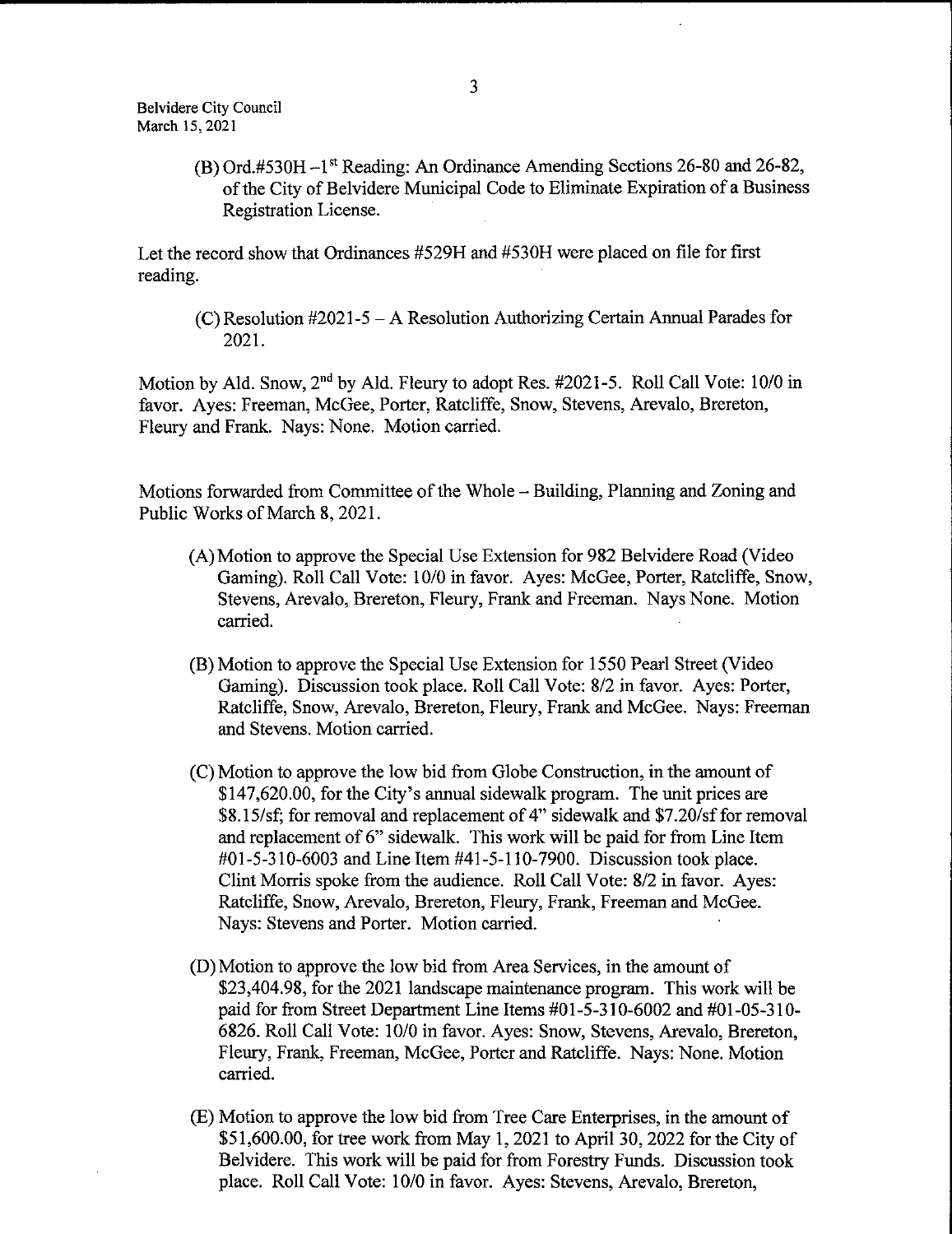(B) Ord.#530H – 1st Reading: An Ordinance Amending Sections 26-80 and 26-82, of the City of Belvidere Municipal Code to Eliminate Expiration of a Business Registration License.

Let the record show that Ordinances #529H and #530H were placed on file for first reading.

(C) Resolution #2021-5 – A Resolution Authorizing Certain Annual Parades for 2021.

Motion by Ald. Snow, 2nd by Ald. Fleury to adopt Res. #2021-5. Roll Call Vote: 10/0 in favor. Ayes: Freeman, McGee, Porter, Ratcliffe, Snow, Stevens, Arevalo, Brereton, Fleury and Frank. Nays: None. Motion carried.

Motions forwarded from Committee of the Whole – Building, Planning and Zoning and Public Works of March 8, 2021.

(A) Motion to approve the Special Use Extension for 982 Belvidere Road (Video Gaming). Roll Call Vote: 10/0 in favor. Ayes: McGee, Porter, Ratcliffe, Snow, Stevens, Arevalo, Brereton, Fleury, Frank and Freeman. Nays None. Motion carried.

(B) Motion to approve the Special Use Extension for 1550 Pearl Street (Video Gaming). Discussion took place. Roll Call Vote: 8/2 in favor. Ayes: Porter, Ratcliffe, Snow, Arevalo, Brereton, Fleury, Frank and McGee. Nays: Freeman and Stevens. Motion carried.

(C) Motion to approve the low bid from Globe Construction, in the amount of $147,620.00, for the City's annual sidewalk program. The unit prices are $8.15/sf; for removal and replacement of 4" sidewalk and $7.20/sf for removal and replacement of 6" sidewalk. This work will be paid for from Line Item #01-5-310-6003 and Line Item #41-5-110-7900. Discussion took place. Clint Morris spoke from the audience. Roll Call Vote: 8/2 in favor. Ayes: Ratcliffe, Snow, Arevalo, Brereton, Fleury, Frank, Freeman and McGee. Nays: Stevens and Porter. Motion carried.

(D) Motion to approve the low bid from Area Services, in the amount of $23,404.98, for the 2021 landscape maintenance program. This work will be paid for from Street Department Line Items #01-5-310-6002 and #01-05-310-6826. Roll Call Vote: 10/0 in favor. Ayes: Snow, Stevens, Arevalo, Brereton, Fleury, Frank, Freeman, McGee, Porter and Ratcliffe. Nays: None. Motion carried.

(E) Motion to approve the low bid from Tree Care Enterprises, in the amount of $51,600.00, for tree work from May 1, 2021 to April 30, 2022 for the City of Belvidere. This work will be paid for from Forestry Funds. Discussion took place. Roll Call Vote: 10/0 in favor. Ayes: Stevens, Arevalo, Brereton,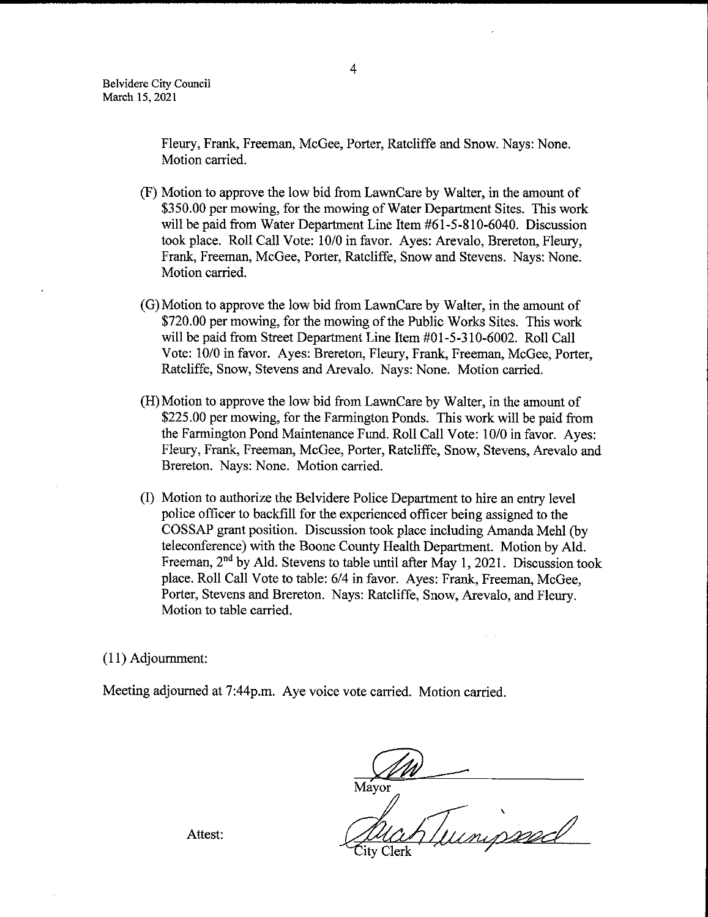Fleury, Frank, Freeman, McGee, Porter, Ratcliffe and Snow. Nays: None. Motion carried.

(F) Motion to approve the low bid from LawnCare by Walter, in the amount of $350.00 per mowing, for the mowing of Water Department Sites. This work will be paid from Water Department Line Item #61-5-810-6040. Discussion took place. Roll Call Vote: 10/0 in favor. Ayes: Arevalo, Brereton, Fleury, Frank, Freeman, McGee, Porter, Ratcliffe, Snow and Stevens. Nays: None. Motion carried.

(G) Motion to approve the low bid from LawnCare by Walter, in the amount of $720.00 per mowing, for the mowing of the Public Works Sites. This work will be paid from Street Department Line Item #01-5-310-6002. Roll Call Vote: 10/0 in favor. Ayes: Brereton, Fleury, Frank, Freeman, McGee, Porter, Ratcliffe, Snow, Stevens and Arevalo. Nays: None. Motion carried.

(H) Motion to approve the low bid from LawnCare by Walter, in the amount of $225.00 per mowing, for the Farmington Ponds. This work will be paid from the Farmington Pond Maintenance Fund. Roll Call Vote: 10/0 in favor. Ayes: Fleury, Frank, Freeman, McGee, Porter, Ratcliffe, Snow, Stevens, Arevalo and Brereton. Nays: None. Motion carried.

(I) Motion to authorize the Belvidere Police Department to hire an entry level police officer to backfill for the experienced officer being assigned to the COSSAP grant position. Discussion took place including Amanda Mehl (by teleconference) with the Boone County Health Department. Motion by Ald. Freeman, 2nd by Ald. Stevens to table until after May 1, 2021. Discussion took place. Roll Call Vote to table: 6/4 in favor. Ayes: Frank, Freeman, McGee, Porter, Stevens and Brereton. Nays: Ratcliffe, Snow, Arevalo, and Fleury. Motion to table carried.

(11) Adjournment:

Meeting adjourned at 7:44p.m. Aye voice vote carried. Motion carried.

Mayor

Attest:

City Clerk